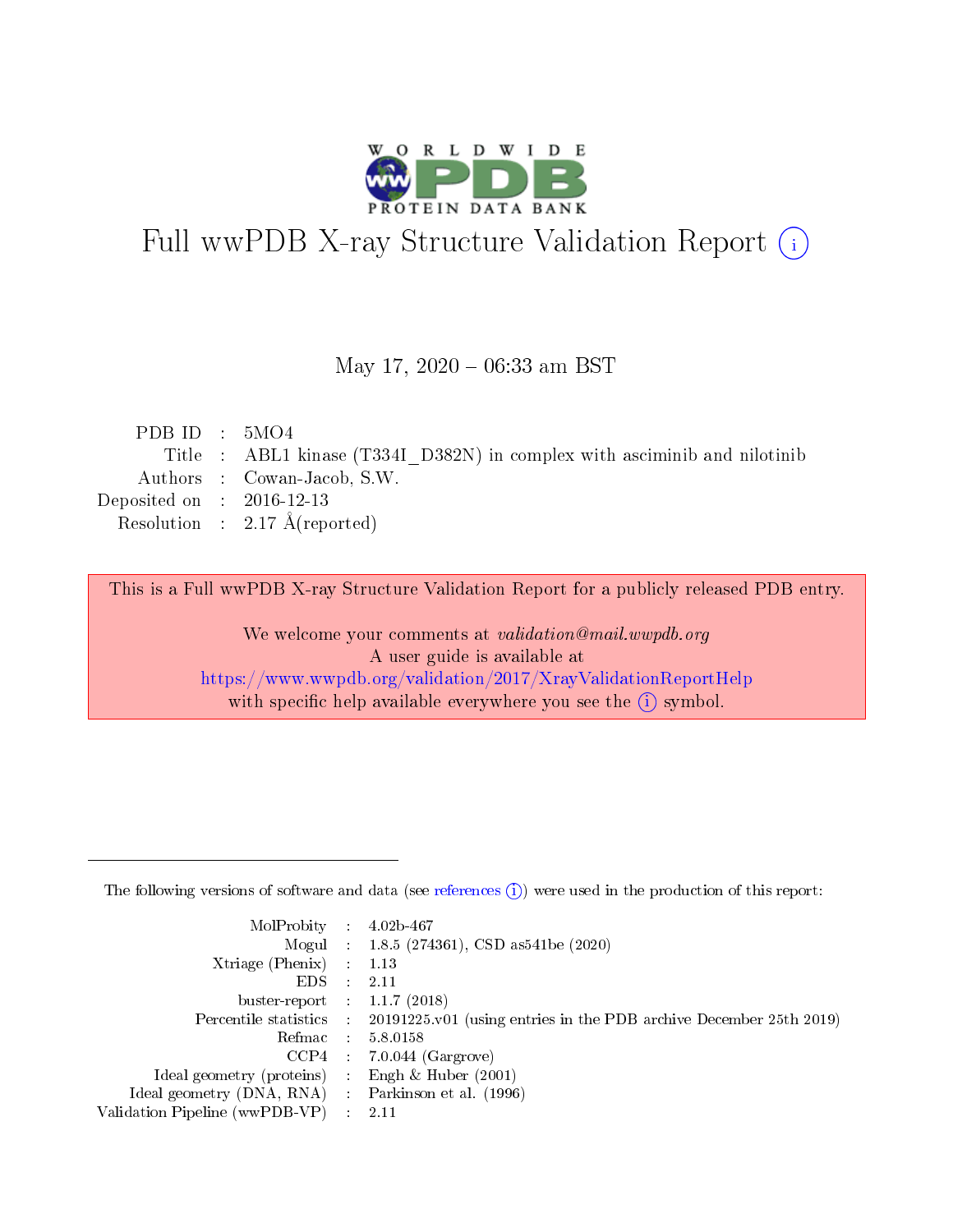# Full wwPDB X-ray Structure Validation Report (i)

May 17, 2020 – 06:33 am BST

| | | |
|---|---|---|
| PDB ID | : | 5MO4 |
| Title | : | ABL1 kinase (T334I_D382N) in complex with asciminib and nilotinib |
| Authors | : | Cowan-Jacob, S.W. |
| Deposited on | : | 2016-12-13 |
| Resolution | : | 2.17 Å(reported) |

This is a Full wwPDB X-ray Structure Validation Report for a publicly released PDB entry.

We welcome your comments at *validation@mail.wwpdb.org*
A user guide is available at
https://www.wwpdb.org/validation/2017/XrayValidationReportHelp
with specific help available everywhere you see the (i) symbol.

The following versions of software and data (see references (i)) were used in the production of this report:

| | | |
|---|---|---|
| MolProbity | : | 4.02b-467 |
| Mogul | : | 1.8.5 (274361), CSD as541be (2020) |
| Xtriage (Phenix) | : | 1.13 |
| EDS | : | 2.11 |
| buster-report | : | 1.1.7 (2018) |
| Percentile statistics | : | 20191225.v01 (using entries in the PDB archive December 25th 2019) |
| Refmac | : | 5.8.0158 |
| CCP4 | : | 7.0.044 (Gargrove) |
| Ideal geometry (proteins) | : | Engh & Huber (2001) |
| Ideal geometry (DNA, RNA) | : | Parkinson et al. (1996) |
| Validation Pipeline (wwPDB-VP) | : | 2.11 |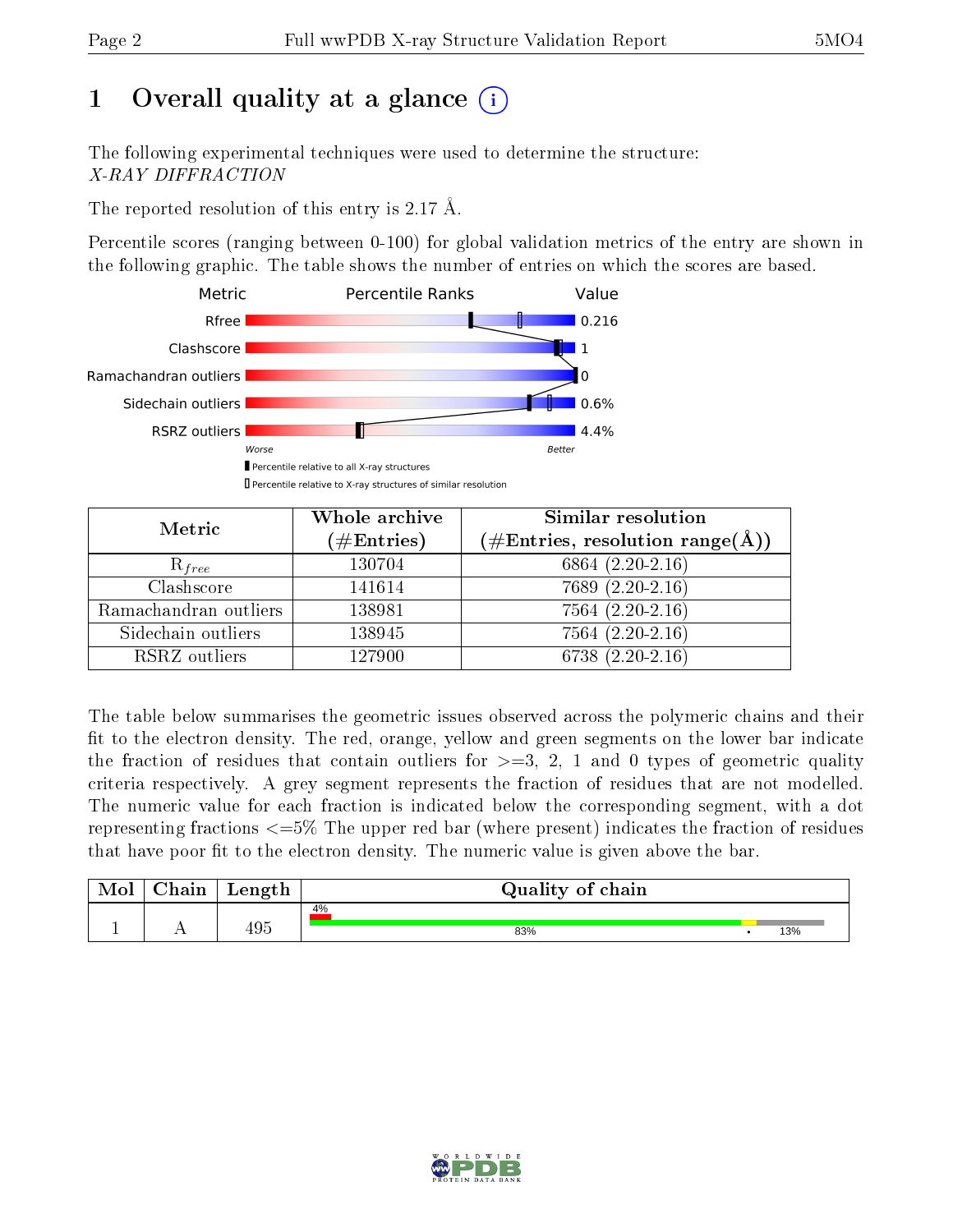# 1 Overall quality at a glance (i)

The following experimental techniques were used to determine the structure:
*X-RAY DIFFRACTION*

The reported resolution of this entry is 2.17 Å.

Percentile scores (ranging between 0-100) for global validation metrics of the entry are shown in the following graphic. The table shows the number of entries on which the scores are based.

| Metric | Value |
|---|---|
| Rfree | 0.216 |
| Clashscore | 1 |
| Ramachandran outliers | 0 |
| Sidechain outliers | 0.6% |
| RSRZ outliers | 4.4% |

Worse — Better

▮ Percentile relative to all X-ray structures
▯ Percentile relative to X-ray structures of similar resolution

| Metric | Whole archive (#Entries) | Similar resolution (#Entries, resolution range(Å)) |
|---|---|---|
| $R_{free}$ | 130704 | 6864 (2.20-2.16) |
| Clashscore | 141614 | 7689 (2.20-2.16) |
| Ramachandran outliers | 138981 | 7564 (2.20-2.16) |
| Sidechain outliers | 138945 | 7564 (2.20-2.16) |
| RSRZ outliers | 127900 | 6738 (2.20-2.16) |

The table below summarises the geometric issues observed across the polymeric chains and their fit to the electron density. The red, orange, yellow and green segments on the lower bar indicate the fraction of residues that contain outliers for >=3, 2, 1 and 0 types of geometric quality criteria respectively. A grey segment represents the fraction of residues that are not modelled. The numeric value for each fraction is indicated below the corresponding segment, with a dot representing fractions <=5% The upper red bar (where present) indicates the fraction of residues that have poor fit to the electron density. The numeric value is given above the bar.

| Mol | Chain | Length | Quality of chain |
|---|---|---|---|
| 1 | A | 495 | 4% / 83% • 13% |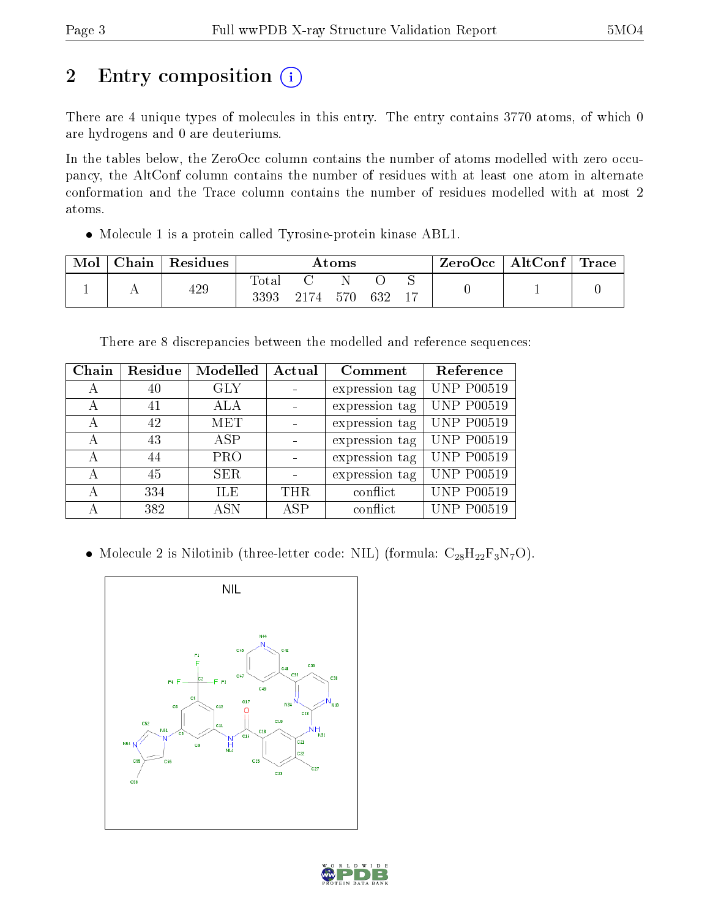## 2 Entry composition

There are 4 unique types of molecules in this entry. The entry contains 3770 atoms, of which 0 are hydrogens and 0 are deuteriums.

In the tables below, the ZeroOcc column contains the number of atoms modelled with zero occupancy, the AltConf column contains the number of residues with at least one atom in alternate conformation and the Trace column contains the number of residues modelled with at most 2 atoms.

- Molecule 1 is a protein called Tyrosine-protein kinase ABL1.

| Mol | Chain | Residues | Atoms | | | | | ZeroOcc | AltConf | Trace |
|---|---|---|---|---|---|---|---|---|---|---|
| | | | Total | C | N | O | S | | | |
| 1 | A | 429 | 3393 | 2174 | 570 | 632 | 17 | 0 | 1 | 0 |

There are 8 discrepancies between the modelled and reference sequences:

| Chain | Residue | Modelled | Actual | Comment | Reference |
|---|---|---|---|---|---|
| A | 40 | GLY | - | expression tag | UNP P00519 |
| A | 41 | ALA | - | expression tag | UNP P00519 |
| A | 42 | MET | - | expression tag | UNP P00519 |
| A | 43 | ASP | - | expression tag | UNP P00519 |
| A | 44 | PRO | - | expression tag | UNP P00519 |
| A | 45 | SER | - | expression tag | UNP P00519 |
| A | 334 | ILE | THR | conflict | UNP P00519 |
| A | 382 | ASN | ASP | conflict | UNP P00519 |

- Molecule 2 is Nilotinib (three-letter code: NIL) (formula: $C_{28}H_{22}F_3N_7O$).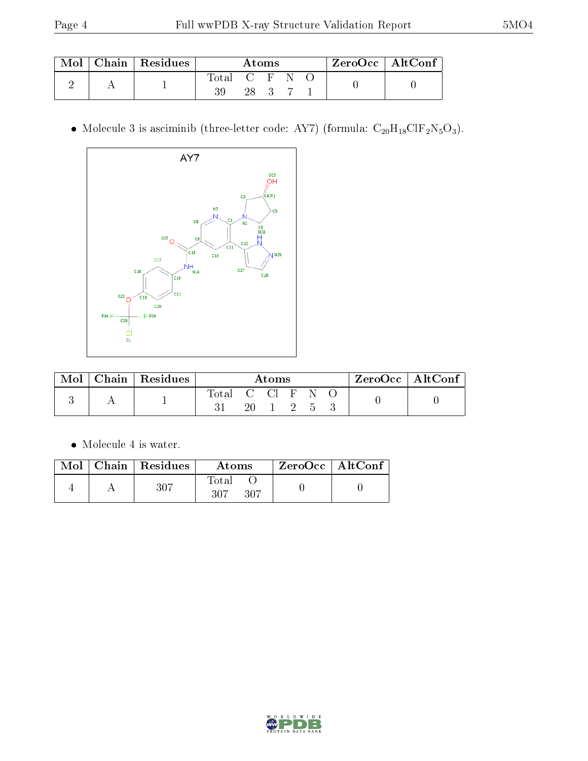| Mol | Chain | Residues | Atoms | | | | | ZeroOcc | AltConf |
|---|---|---|---|---|---|---|---|---|---|
| | | | Total | C | F | N | O | | |
| 2 | A | 1 | 39 | 28 | 3 | 7 | 1 | 0 | 0 |

- Molecule 3 is asciminib (three-letter code: AY7) (formula: $C_{20}H_{18}ClF_2N_5O_3$).

| Mol | Chain | Residues | Atoms | | | | | | ZeroOcc | AltConf |
|---|---|---|---|---|---|---|---|---|---|---|
| | | | Total | C | Cl | F | N | O | | |
| 3 | A | 1 | 31 | 20 | 1 | 2 | 5 | 3 | 0 | 0 |

- Molecule 4 is water.

| Mol | Chain | Residues | Atoms | | ZeroOcc | AltConf |
|---|---|---|---|---|---|---|
| | | | Total | O | | |
| 4 | A | 307 | 307 | 307 | 0 | 0 |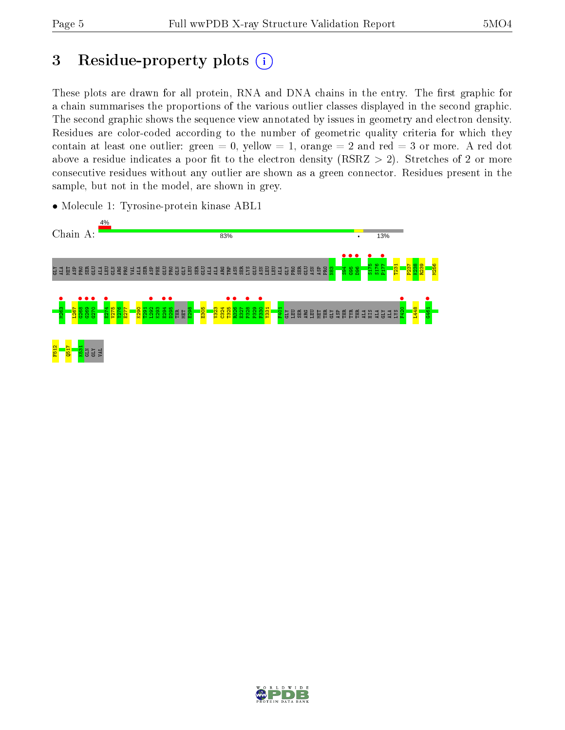# 3 Residue-property plots

These plots are drawn for all protein, RNA and DNA chains in the entry. The first graphic for a chain summarises the proportions of the various outlier classes displayed in the second graphic. The second graphic shows the sequence view annotated by issues in geometry and electron density. Residues are color-coded according to the number of geometric quality criteria for which they contain at least one outlier: green = 0, yellow = 1, orange = 2 and red = 3 or more. A red dot above a residue indicates a poor fit to the electron density (RSRZ > 2). Stretches of 2 or more consecutive residues without any outlier are shown as a green connector. Residues present in the sample, but not in the model, are shown in grey.

- Molecule 1: Tyrosine-protein kinase ABL1

Chain A: 4% 83% • 13%

GLY ALA MET ASP PRO SER GLU ALA LEU GLN ARG PRO VAL ALA SER ASP PHE GLU PRO GLN GLY LEU SER GLU ALA ALA ARG TRP ASN SER LYS GLU ASN LEU LEU ALA GLY PRO SER GLU ASN ASP PRO N83 S94 G95 D96 S175 S176 P177 T231 P237 K238 R239 M256

M263 L267 G268 G269 G270 E274 V275 Y276 E277 K290 T291 L292 K293 E294 D295 THR MET E298 E305 V323 C324 T325 R326 E327 P328 P329 F330 Y331 F401 GLY LEU SER ARG LEU MET THR GLY ASP THR TYR THR ALA HIS ALA GLY ALA LYS F420 I448 G461

F512 Q517 K531 GLN GLY VAL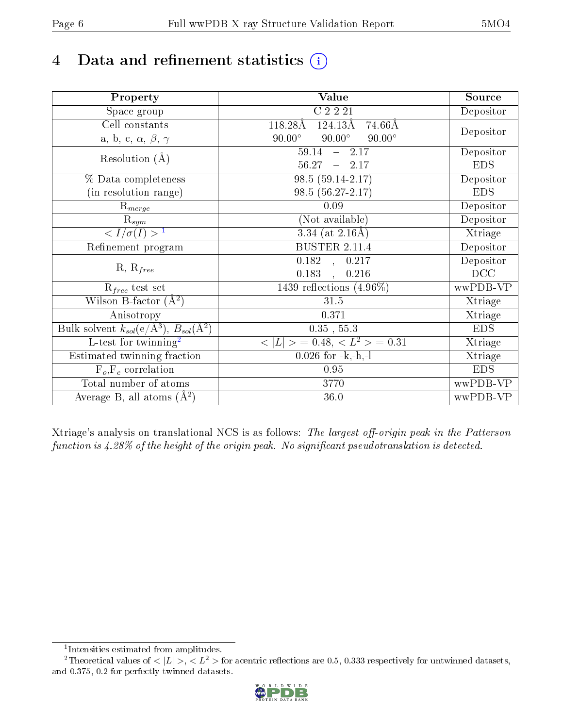# 4 Data and refinement statistics

| Property | Value | Source |
|---|---|---|
| Space group | C 2 2 21 | Depositor |
| Cell constants<br>a, b, c, $\alpha$, $\beta$, $\gamma$ | 118.28Å 124.13Å 74.66Å<br>90.00° 90.00° 90.00° | Depositor |
| Resolution (Å) | 59.14 – 2.17<br>56.27 – 2.17 | Depositor<br>EDS |
| % Data completeness<br>(in resolution range) | 98.5 (59.14-2.17)<br>98.5 (56.27-2.17) | Depositor<br>EDS |
| $R_{merge}$ | 0.09 | Depositor |
| $R_{sym}$ | (Not available) | Depositor |
| $< I/\sigma(I) >$ [1] | 3.34 (at 2.16Å) | Xtriage |
| Refinement program | BUSTER 2.11.4 | Depositor |
| R, $R_{free}$ | 0.182 , 0.217<br>0.183 , 0.216 | Depositor<br>DCC |
| $R_{free}$ test set | 1439 reflections (4.96%) | wwPDB-VP |
| Wilson B-factor (Å$^2$) | 31.5 | Xtriage |
| Anisotropy | 0.371 | Xtriage |
| Bulk solvent $k_{sol}$(e/Å$^3$), $B_{sol}$(Å$^2$) | 0.35 , 55.3 | EDS |
| L-test for twinning[2] | $< \|L\| > = 0.48$, $< L^2 > = 0.31$ | Xtriage |
| Estimated twinning fraction | 0.026 for -k,-h,-l | Xtriage |
| $F_o$,$F_c$ correlation | 0.95 | EDS |
| Total number of atoms | 3770 | wwPDB-VP |
| Average B, all atoms (Å$^2$) | 36.0 | wwPDB-VP |

Xtriage's analysis on translational NCS is as follows: *The largest off-origin peak in the Patterson function is 4.28% of the height of the origin peak. No significant pseudotranslation is detected.*

[1] Intensities estimated from amplitudes.

[2] Theoretical values of $< |L| >$, $< L^2 >$ for acentric reflections are 0.5, 0.333 respectively for untwinned datasets, and 0.375, 0.2 for perfectly twinned datasets.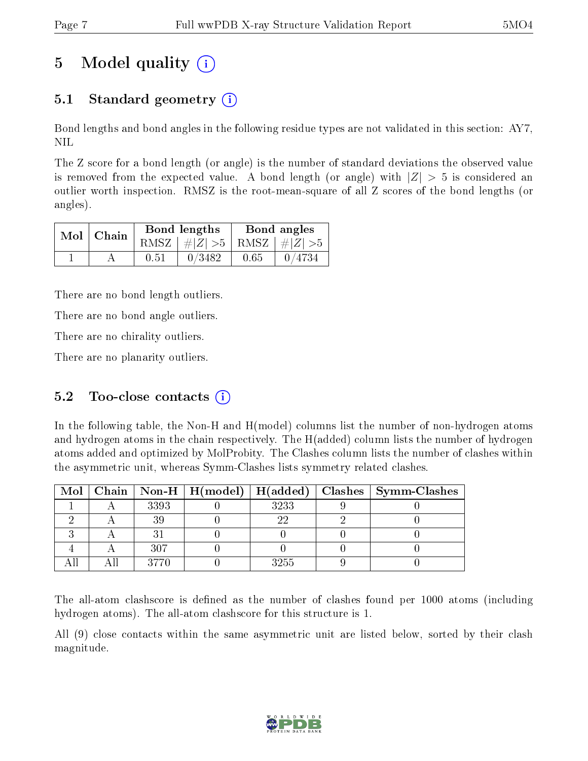# 5 Model quality (i)

## 5.1 Standard geometry (i)

Bond lengths and bond angles in the following residue types are not validated in this section: AY7, NIL

The Z score for a bond length (or angle) is the number of standard deviations the observed value is removed from the expected value. A bond length (or angle) with $|Z| > 5$ is considered an outlier worth inspection. RMSZ is the root-mean-square of all Z scores of the bond lengths (or angles).

| Mol | Chain | Bond lengths | | Bond angles | |
|---|---|---|---|---|---|
| | | RMSZ | $\#|Z| > 5$ | RMSZ | $\#|Z| > 5$ |
| 1 | A | 0.51 | 0/3482 | 0.65 | 0/4734 |

There are no bond length outliers.

There are no bond angle outliers.

There are no chirality outliers.

There are no planarity outliers.

## 5.2 Too-close contacts (i)

In the following table, the Non-H and H(model) columns list the number of non-hydrogen atoms and hydrogen atoms in the chain respectively. The H(added) column lists the number of hydrogen atoms added and optimized by MolProbity. The Clashes column lists the number of clashes within the asymmetric unit, whereas Symm-Clashes lists symmetry related clashes.

| Mol | Chain | Non-H | H(model) | H(added) | Clashes | Symm-Clashes |
|---|---|---|---|---|---|---|
| 1 | A | 3393 | 0 | 3233 | 9 | 0 |
| 2 | A | 39 | 0 | 22 | 2 | 0 |
| 3 | A | 31 | 0 | 0 | 0 | 0 |
| 4 | A | 307 | 0 | 0 | 0 | 0 |
| All | All | 3770 | 0 | 3255 | 9 | 0 |

The all-atom clashscore is defined as the number of clashes found per 1000 atoms (including hydrogen atoms). The all-atom clashscore for this structure is 1.

All (9) close contacts within the same asymmetric unit are listed below, sorted by their clash magnitude.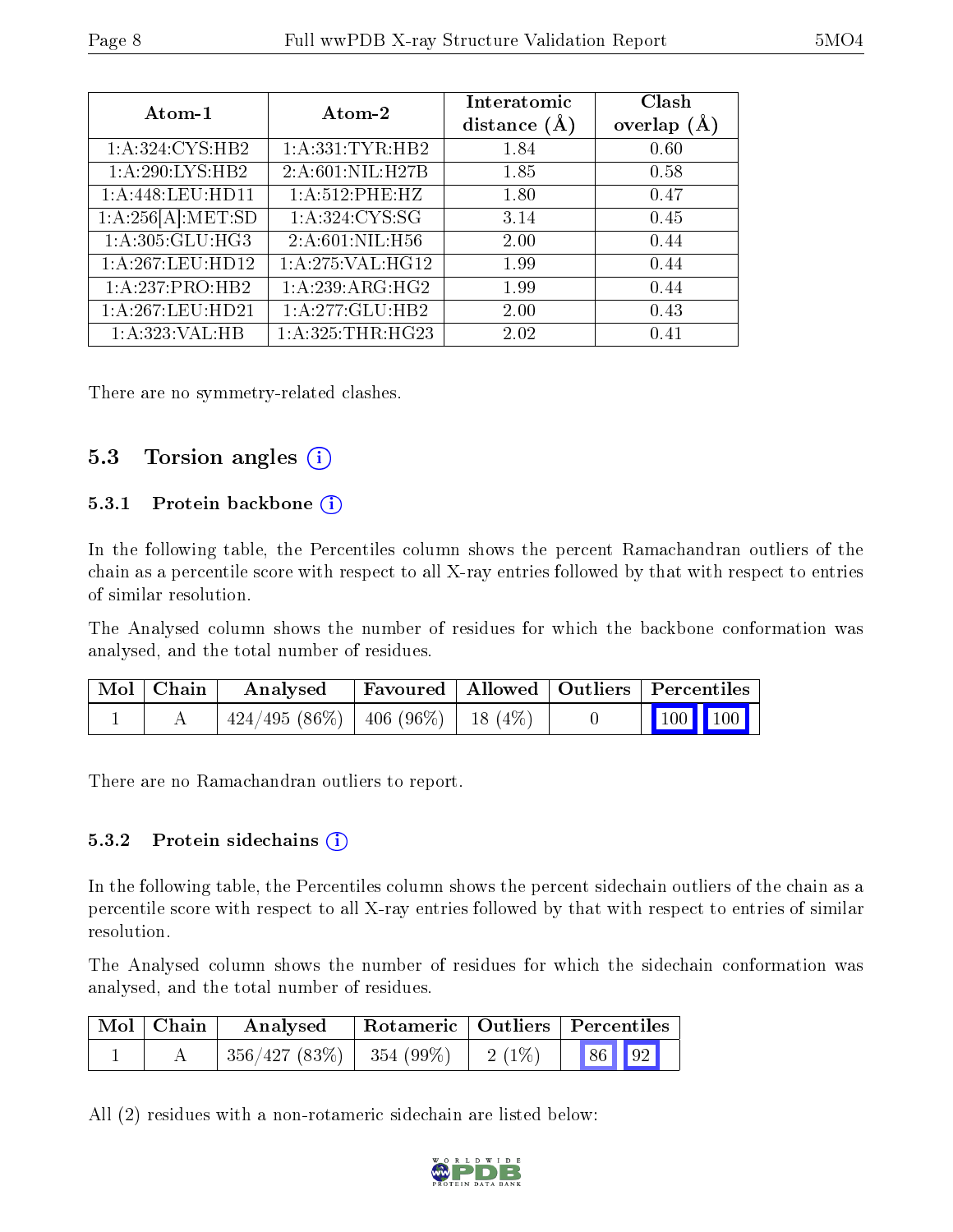| Atom-1 | Atom-2 | Interatomic distance (Å) | Clash overlap (Å) |
|---|---|---|---|
| 1:A:324:CYS:HB2 | 1:A:331:TYR:HB2 | 1.84 | 0.60 |
| 1:A:290:LYS:HB2 | 2:A:601:NIL:H27B | 1.85 | 0.58 |
| 1:A:448:LEU:HD11 | 1:A:512:PHE:HZ | 1.80 | 0.47 |
| 1:A:256[A]:MET:SD | 1:A:324:CYS:SG | 3.14 | 0.45 |
| 1:A:305:GLU:HG3 | 2:A:601:NIL:H56 | 2.00 | 0.44 |
| 1:A:267:LEU:HD12 | 1:A:275:VAL:HG12 | 1.99 | 0.44 |
| 1:A:237:PRO:HB2 | 1:A:239:ARG:HG2 | 1.99 | 0.44 |
| 1:A:267:LEU:HD21 | 1:A:277:GLU:HB2 | 2.00 | 0.43 |
| 1:A:323:VAL:HB | 1:A:325:THR:HG23 | 2.02 | 0.41 |

There are no symmetry-related clashes.

## 5.3 Torsion angles (i)

### 5.3.1 Protein backbone (i)

In the following table, the Percentiles column shows the percent Ramachandran outliers of the chain as a percentile score with respect to all X-ray entries followed by that with respect to entries of similar resolution.

The Analysed column shows the number of residues for which the backbone conformation was analysed, and the total number of residues.

| Mol | Chain | Analysed | Favoured | Allowed | Outliers | Percentiles | |
|---|---|---|---|---|---|---|---|
| 1 | A | 424/495 (86%) | 406 (96%) | 18 (4%) | 0 | 100 | 100 |

There are no Ramachandran outliers to report.

### 5.3.2 Protein sidechains (i)

In the following table, the Percentiles column shows the percent sidechain outliers of the chain as a percentile score with respect to all X-ray entries followed by that with respect to entries of similar resolution.

The Analysed column shows the number of residues for which the sidechain conformation was analysed, and the total number of residues.

| Mol | Chain | Analysed | Rotameric | Outliers | Percentiles | |
|---|---|---|---|---|---|---|
| 1 | A | 356/427 (83%) | 354 (99%) | 2 (1%) | 86 | 92 |

All (2) residues with a non-rotameric sidechain are listed below: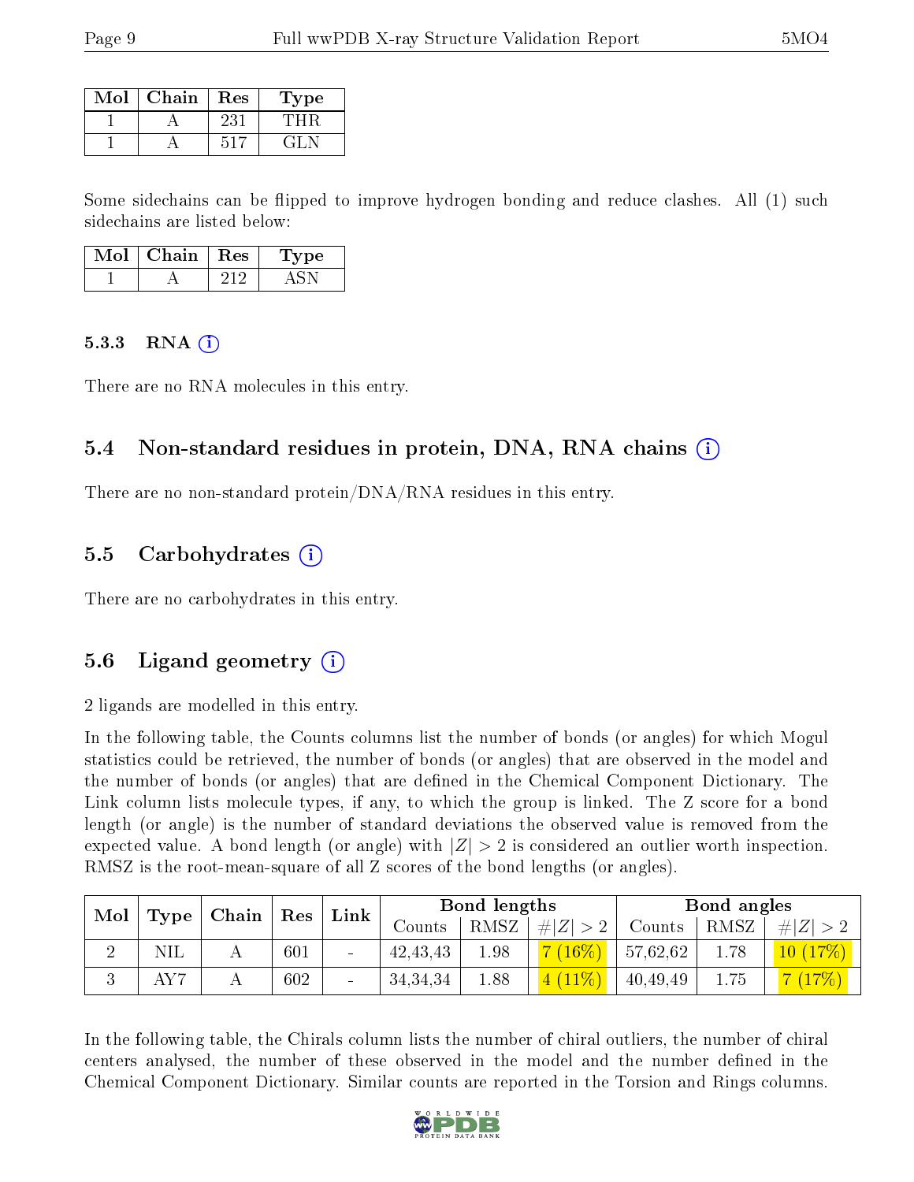| Mol | Chain | Res | Type |
|---|---|---|---|
| 1 | A | 231 | THR |
| 1 | A | 517 | GLN |

Some sidechains can be flipped to improve hydrogen bonding and reduce clashes. All (1) such sidechains are listed below:

| Mol | Chain | Res | Type |
|---|---|---|---|
| 1 | A | 212 | ASN |

#### 5.3.3 RNA (i)

There are no RNA molecules in this entry.

### 5.4 Non-standard residues in protein, DNA, RNA chains (i)

There are no non-standard protein/DNA/RNA residues in this entry.

### 5.5 Carbohydrates (i)

There are no carbohydrates in this entry.

### 5.6 Ligand geometry (i)

2 ligands are modelled in this entry.

In the following table, the Counts columns list the number of bonds (or angles) for which Mogul statistics could be retrieved, the number of bonds (or angles) that are observed in the model and the number of bonds (or angles) that are defined in the Chemical Component Dictionary. The Link column lists molecule types, if any, to which the group is linked. The Z score for a bond length (or angle) is the number of standard deviations the observed value is removed from the expected value. A bond length (or angle) with $|Z| > 2$ is considered an outlier worth inspection. RMSZ is the root-mean-square of all Z scores of the bond lengths (or angles).

| Mol | Type | Chain | Res | Link | Bond lengths | | | Bond angles | | |
|---|---|---|---|---|---|---|---|---|---|---|
| | | | | | Counts | RMSZ | $\#\|Z\| > 2$ | Counts | RMSZ | $\#\|Z\| > 2$ |
| 2 | NIL | A | 601 | - | 42,43,43 | 1.98 | 7 (16%) | 57,62,62 | 1.78 | 10 (17%) |
| 3 | AY7 | A | 602 | - | 34,34,34 | 1.88 | 4 (11%) | 40,49,49 | 1.75 | 7 (17%) |

In the following table, the Chirals column lists the number of chiral outliers, the number of chiral centers analysed, the number of these observed in the model and the number defined in the Chemical Component Dictionary. Similar counts are reported in the Torsion and Rings columns.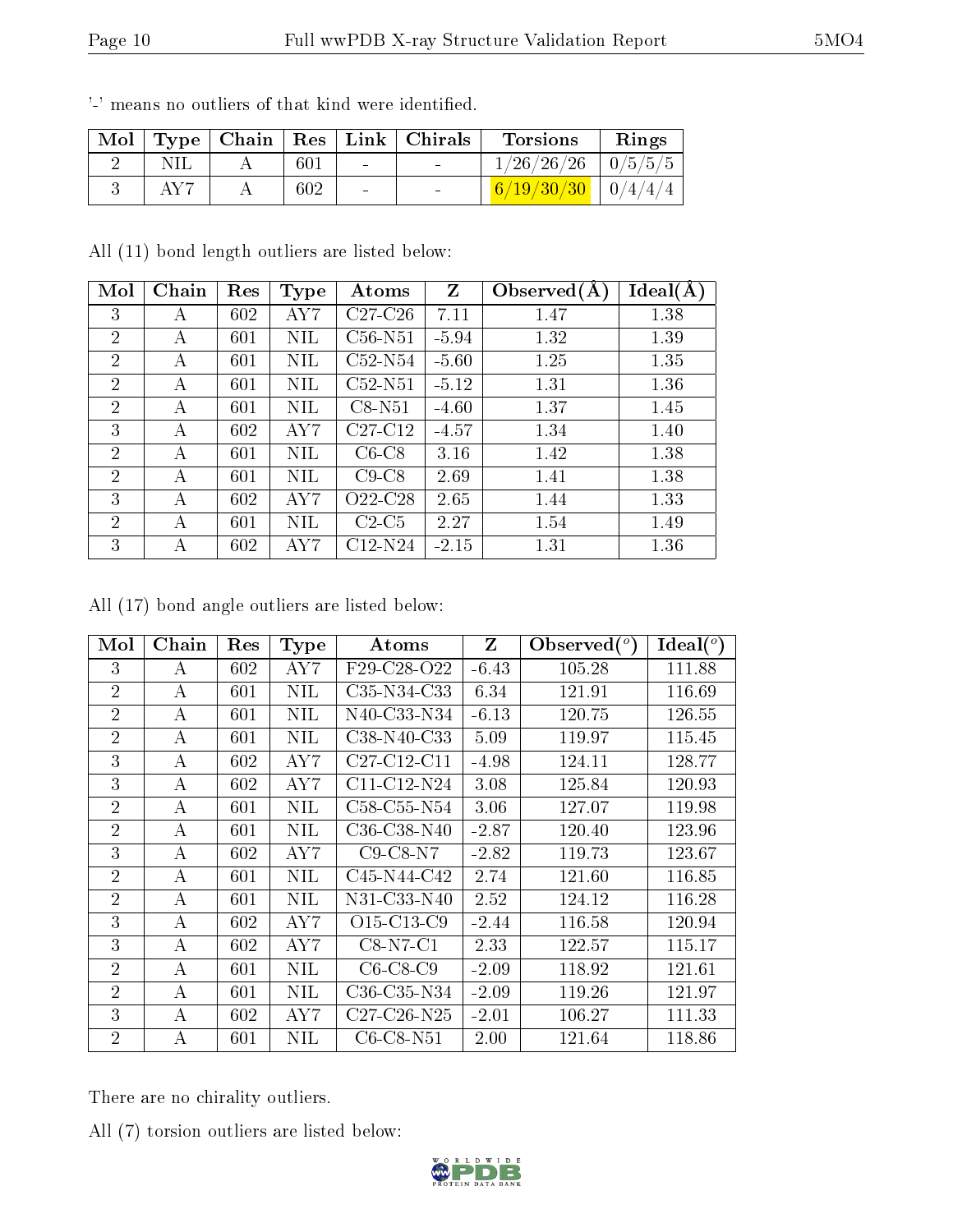'-' means no outliers of that kind were identified.

| Mol | Type | Chain | Res | Link | Chirals | Torsions | Rings |
|---|---|---|---|---|---|---|---|
| 2 | NIL | A | 601 | - | - | 1/26/26/26 | 0/5/5/5 |
| 3 | AY7 | A | 602 | - | - | 6/19/30/30 | 0/4/4/4 |

All (11) bond length outliers are listed below:

| Mol | Chain | Res | Type | Atoms | Z | Observed(Å) | Ideal(Å) |
|---|---|---|---|---|---|---|---|
| 3 | A | 602 | AY7 | C27-C26 | 7.11 | 1.47 | 1.38 |
| 2 | A | 601 | NIL | C56-N51 | -5.94 | 1.32 | 1.39 |
| 2 | A | 601 | NIL | C52-N54 | -5.60 | 1.25 | 1.35 |
| 2 | A | 601 | NIL | C52-N51 | -5.12 | 1.31 | 1.36 |
| 2 | A | 601 | NIL | C8-N51 | -4.60 | 1.37 | 1.45 |
| 3 | A | 602 | AY7 | C27-C12 | -4.57 | 1.34 | 1.40 |
| 2 | A | 601 | NIL | C6-C8 | 3.16 | 1.42 | 1.38 |
| 2 | A | 601 | NIL | C9-C8 | 2.69 | 1.41 | 1.38 |
| 3 | A | 602 | AY7 | O22-C28 | 2.65 | 1.44 | 1.33 |
| 2 | A | 601 | NIL | C2-C5 | 2.27 | 1.54 | 1.49 |
| 3 | A | 602 | AY7 | C12-N24 | -2.15 | 1.31 | 1.36 |

All (17) bond angle outliers are listed below:

| Mol | Chain | Res | Type | Atoms | Z | Observed(°) | Ideal(°) |
|---|---|---|---|---|---|---|---|
| 3 | A | 602 | AY7 | F29-C28-O22 | -6.43 | 105.28 | 111.88 |
| 2 | A | 601 | NIL | C35-N34-C33 | 6.34 | 121.91 | 116.69 |
| 2 | A | 601 | NIL | N40-C33-N34 | -6.13 | 120.75 | 126.55 |
| 2 | A | 601 | NIL | C38-N40-C33 | 5.09 | 119.97 | 115.45 |
| 3 | A | 602 | AY7 | C27-C12-C11 | -4.98 | 124.11 | 128.77 |
| 3 | A | 602 | AY7 | C11-C12-N24 | 3.08 | 125.84 | 120.93 |
| 2 | A | 601 | NIL | C58-C55-N54 | 3.06 | 127.07 | 119.98 |
| 2 | A | 601 | NIL | C36-C38-N40 | -2.87 | 120.40 | 123.96 |
| 3 | A | 602 | AY7 | C9-C8-N7 | -2.82 | 119.73 | 123.67 |
| 2 | A | 601 | NIL | C45-N44-C42 | 2.74 | 121.60 | 116.85 |
| 2 | A | 601 | NIL | N31-C33-N40 | 2.52 | 124.12 | 116.28 |
| 3 | A | 602 | AY7 | O15-C13-C9 | -2.44 | 116.58 | 120.94 |
| 3 | A | 602 | AY7 | C8-N7-C1 | 2.33 | 122.57 | 115.17 |
| 2 | A | 601 | NIL | C6-C8-C9 | -2.09 | 118.92 | 121.61 |
| 2 | A | 601 | NIL | C36-C35-N34 | -2.09 | 119.26 | 121.97 |
| 3 | A | 602 | AY7 | C27-C26-N25 | -2.01 | 106.27 | 111.33 |
| 2 | A | 601 | NIL | C6-C8-N51 | 2.00 | 121.64 | 118.86 |

There are no chirality outliers.

All (7) torsion outliers are listed below: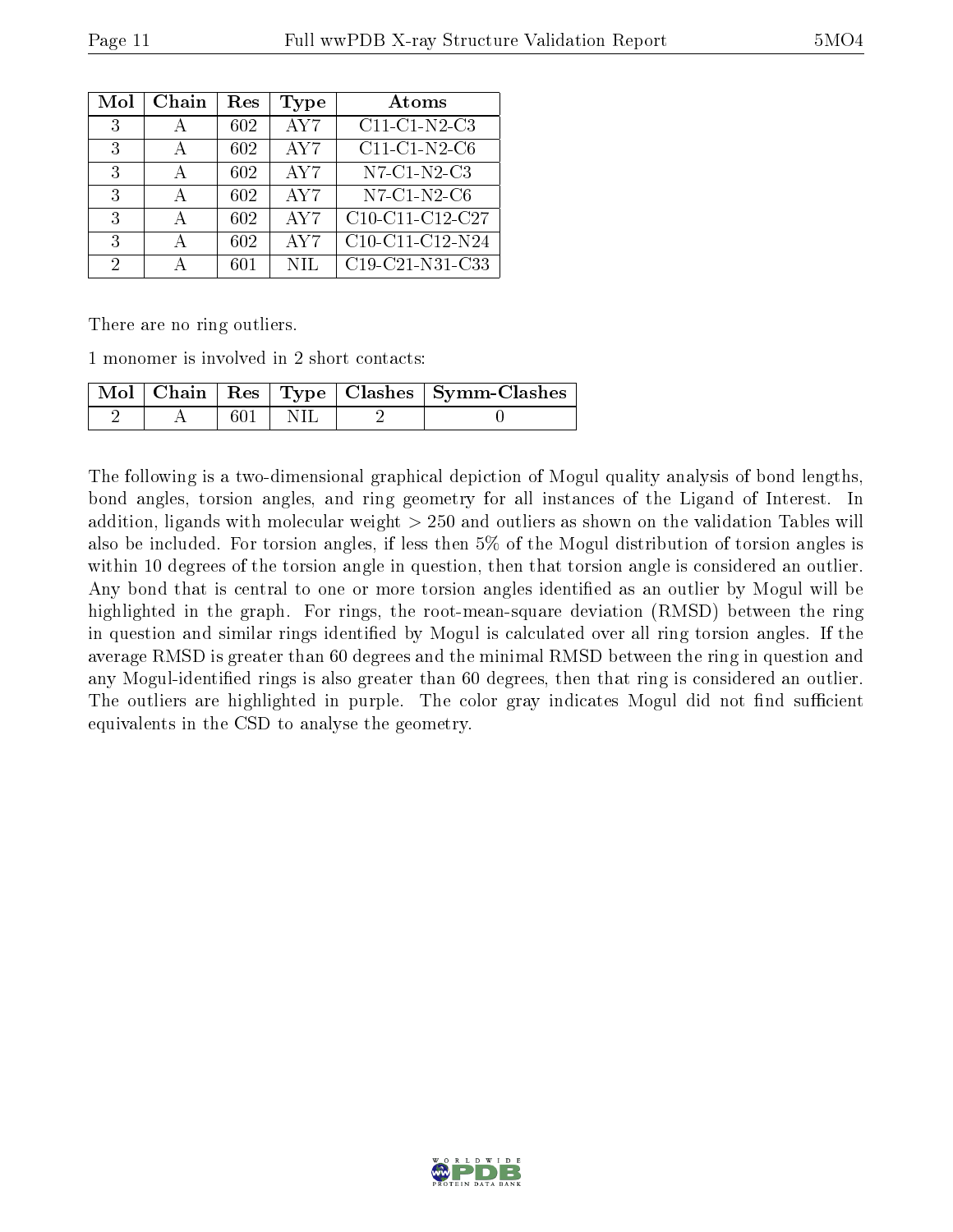| Mol | Chain | Res | Type | Atoms |
|---|---|---|---|---|
| 3 | A | 602 | AY7 | C11-C1-N2-C3 |
| 3 | A | 602 | AY7 | C11-C1-N2-C6 |
| 3 | A | 602 | AY7 | N7-C1-N2-C3 |
| 3 | A | 602 | AY7 | N7-C1-N2-C6 |
| 3 | A | 602 | AY7 | C10-C11-C12-C27 |
| 3 | A | 602 | AY7 | C10-C11-C12-N24 |
| 2 | A | 601 | NIL | C19-C21-N31-C33 |

There are no ring outliers.

1 monomer is involved in 2 short contacts:

| Mol | Chain | Res | Type | Clashes | Symm-Clashes |
|---|---|---|---|---|---|
| 2 | A | 601 | NIL | 2 | 0 |

The following is a two-dimensional graphical depiction of Mogul quality analysis of bond lengths, bond angles, torsion angles, and ring geometry for all instances of the Ligand of Interest. In addition, ligands with molecular weight > 250 and outliers as shown on the validation Tables will also be included. For torsion angles, if less then 5% of the Mogul distribution of torsion angles is within 10 degrees of the torsion angle in question, then that torsion angle is considered an outlier. Any bond that is central to one or more torsion angles identified as an outlier by Mogul will be highlighted in the graph. For rings, the root-mean-square deviation (RMSD) between the ring in question and similar rings identified by Mogul is calculated over all ring torsion angles. If the average RMSD is greater than 60 degrees and the minimal RMSD between the ring in question and any Mogul-identified rings is also greater than 60 degrees, then that ring is considered an outlier. The outliers are highlighted in purple. The color gray indicates Mogul did not find sufficient equivalents in the CSD to analyse the geometry.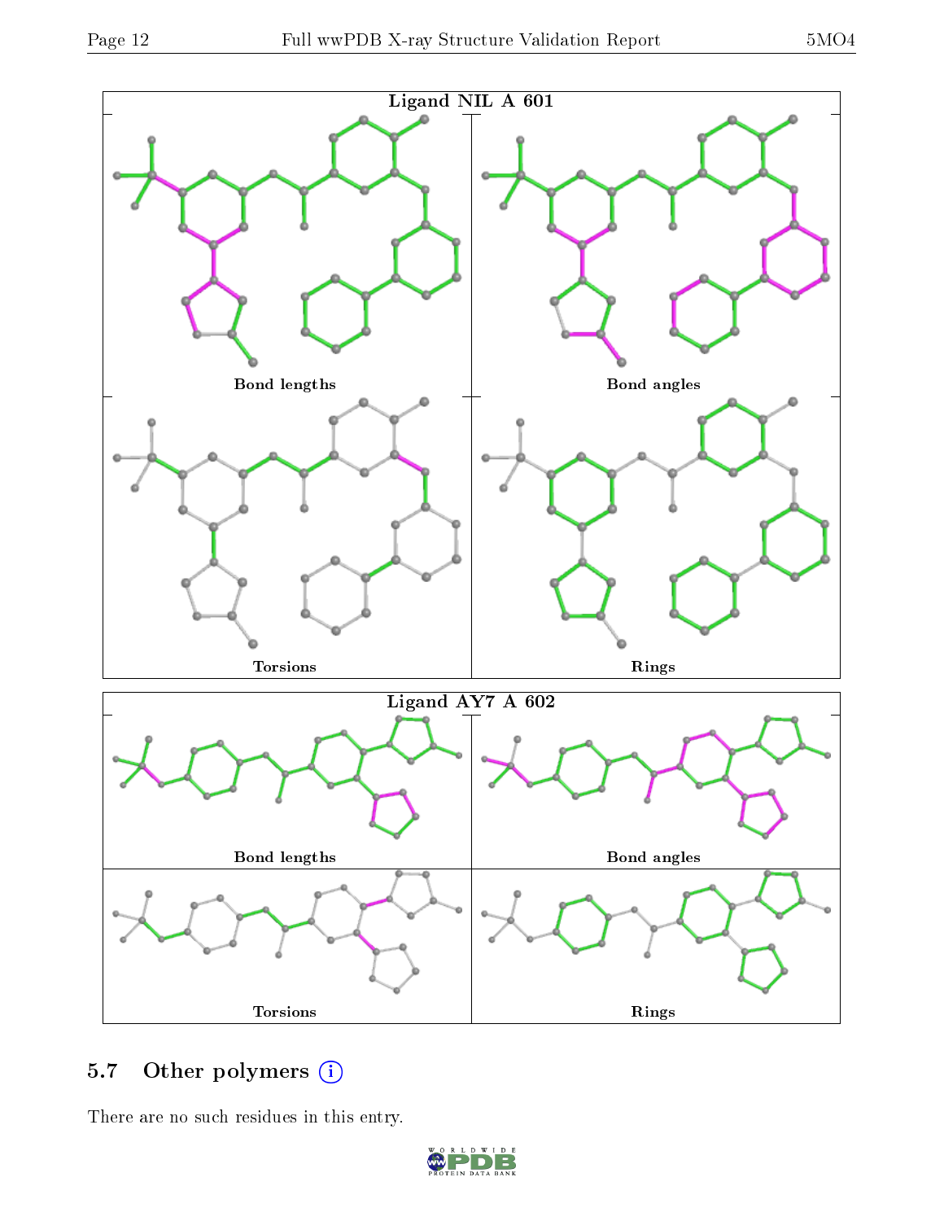Ligand NIL A 601

Bond lengths

Bond angles

Torsions

Rings

Ligand AY7 A 602

Bond lengths

Bond angles

Torsions

Rings

## 5.7 Other polymers

There are no such residues in this entry.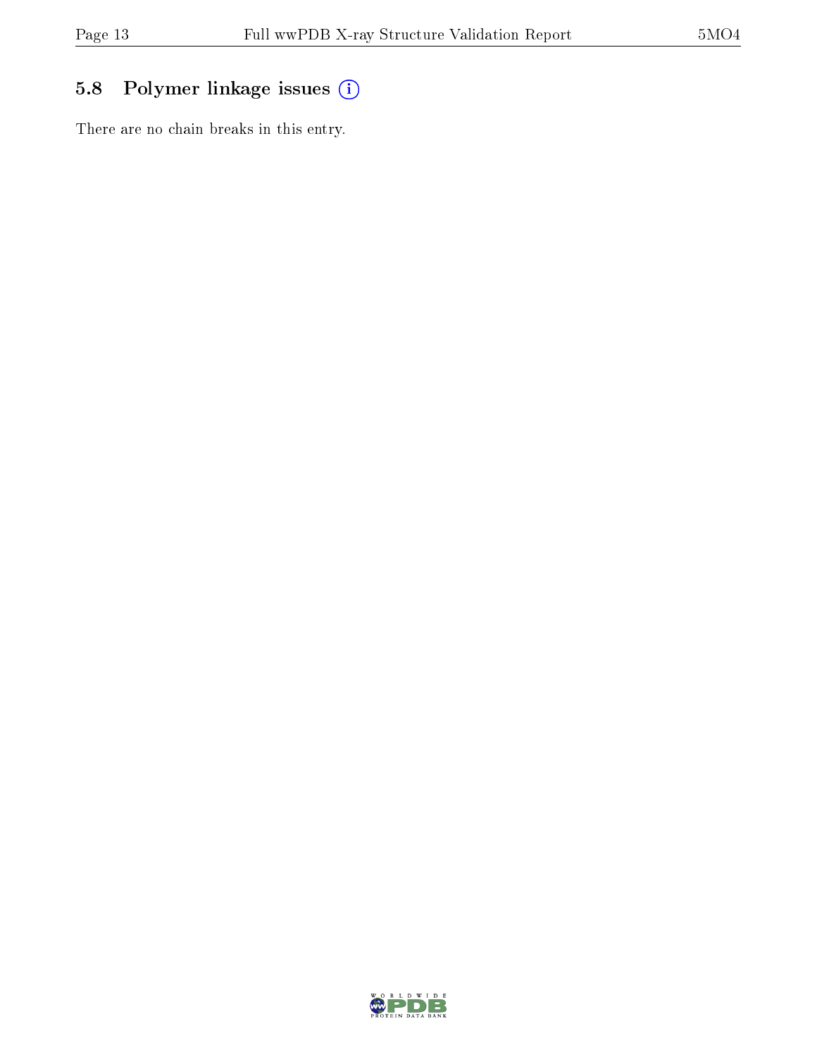## 5.8 Polymer linkage issues

There are no chain breaks in this entry.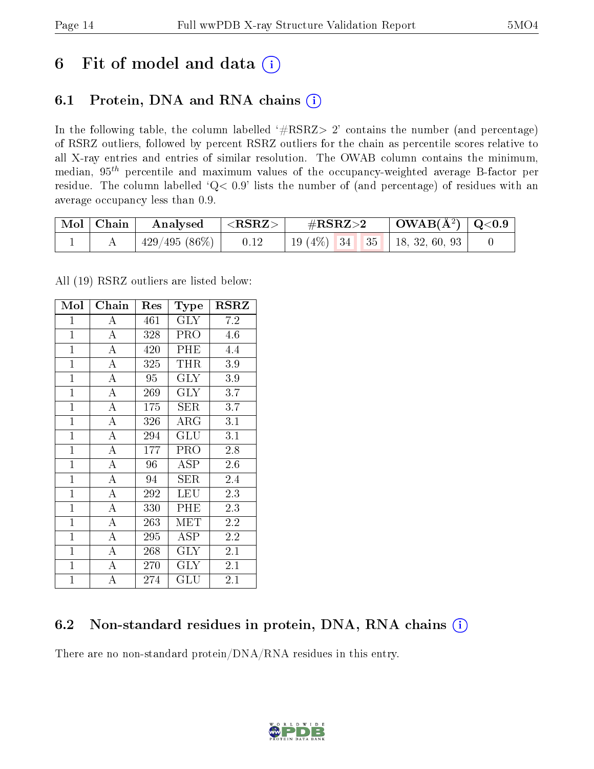# 6 Fit of model and data (i)

## 6.1 Protein, DNA and RNA chains (i)

In the following table, the column labelled '#RSRZ> 2' contains the number (and percentage) of RSRZ outliers, followed by percent RSRZ outliers for the chain as percentile scores relative to all X-ray entries and entries of similar resolution. The OWAB column contains the minimum, median, $95^{th}$ percentile and maximum values of the occupancy-weighted average B-factor per residue. The column labelled 'Q< 0.9' lists the number of (and percentage) of residues with an average occupancy less than 0.9.

| Mol | Chain | Analysed | <RSRZ> | #RSRZ>2 | | | OWAB(Å$^2$) | Q<0.9 |
|---|---|---|---|---|---|---|---|---|
| 1 | A | 429/495 (86%) | 0.12 | 19 (4%) | 34 | 35 | 18, 32, 60, 93 | 0 |

All (19) RSRZ outliers are listed below:

| Mol | Chain | Res | Type | RSRZ |
|---|---|---|---|---|
| 1 | A | 461 | GLY | 7.2 |
| 1 | A | 328 | PRO | 4.6 |
| 1 | A | 420 | PHE | 4.4 |
| 1 | A | 325 | THR | 3.9 |
| 1 | A | 95 | GLY | 3.9 |
| 1 | A | 269 | GLY | 3.7 |
| 1 | A | 175 | SER | 3.7 |
| 1 | A | 326 | ARG | 3.1 |
| 1 | A | 294 | GLU | 3.1 |
| 1 | A | 177 | PRO | 2.8 |
| 1 | A | 96 | ASP | 2.6 |
| 1 | A | 94 | SER | 2.4 |
| 1 | A | 292 | LEU | 2.3 |
| 1 | A | 330 | PHE | 2.3 |
| 1 | A | 263 | MET | 2.2 |
| 1 | A | 295 | ASP | 2.2 |
| 1 | A | 268 | GLY | 2.1 |
| 1 | A | 270 | GLY | 2.1 |
| 1 | A | 274 | GLU | 2.1 |

## 6.2 Non-standard residues in protein, DNA, RNA chains (i)

There are no non-standard protein/DNA/RNA residues in this entry.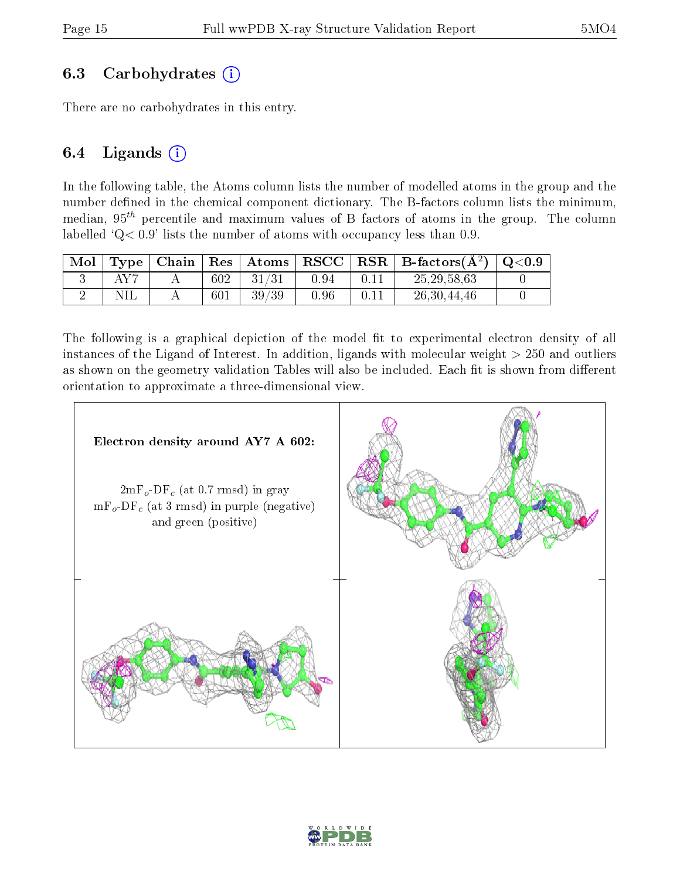### 6.3 Carbohydrates

There are no carbohydrates in this entry.

### 6.4 Ligands

In the following table, the Atoms column lists the number of modelled atoms in the group and the number defined in the chemical component dictionary. The B-factors column lists the minimum, median, $95^{th}$ percentile and maximum values of B factors of atoms in the group. The column labelled 'Q< 0.9' lists the number of atoms with occupancy less than 0.9.

| Mol | Type | Chain | Res | Atoms | RSCC | RSR | B-factors($Å^2$) | Q<0.9 |
|---|---|---|---|---|---|---|---|---|
| 3 | AY7 | A | 602 | 31/31 | 0.94 | 0.11 | 25,29,58,63 | 0 |
| 2 | NIL | A | 601 | 39/39 | 0.96 | 0.11 | 26,30,44,46 | 0 |

The following is a graphical depiction of the model fit to experimental electron density of all instances of the Ligand of Interest. In addition, ligands with molecular weight > 250 and outliers as shown on the geometry validation Tables will also be included. Each fit is shown from different orientation to approximate a three-dimensional view.

**Electron density around AY7 A 602:**

$2mF_o$-$DF_c$ (at 0.7 rmsd) in gray
$mF_o$-$DF_c$ (at 3 rmsd) in purple (negative) and green (positive)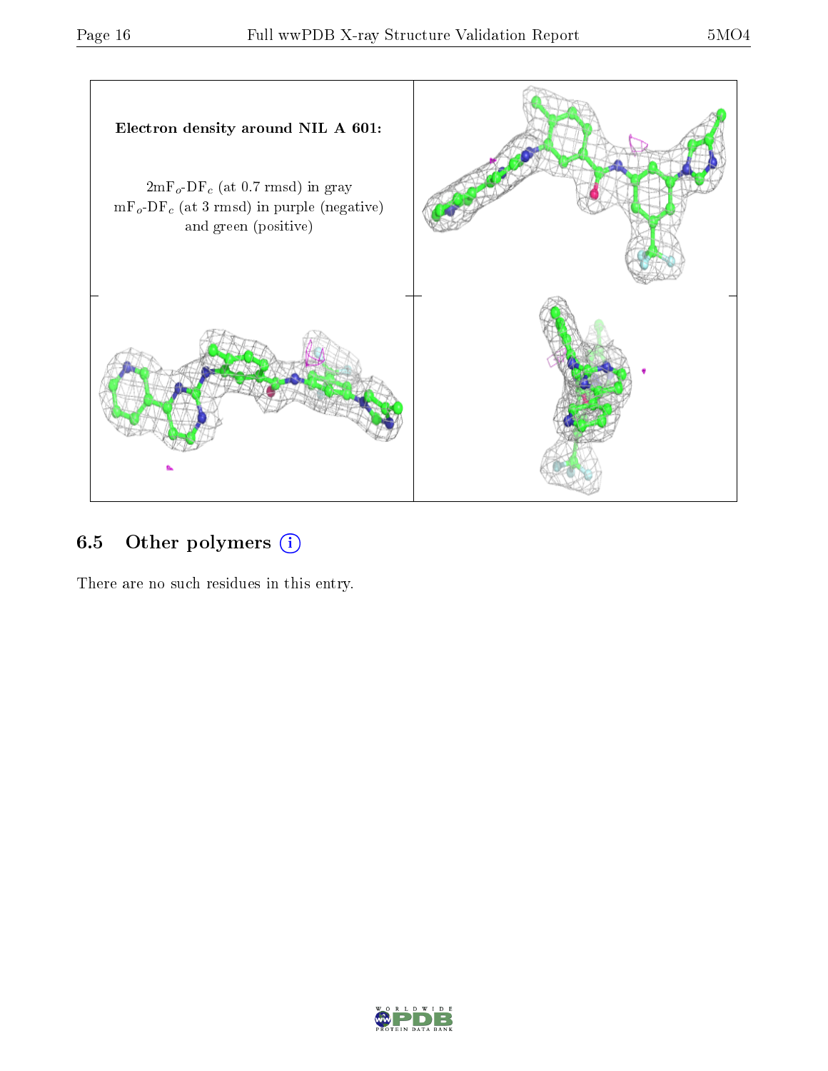**Electron density around NIL A 601:**

$2mF_o$-$DF_c$ (at 0.7 rmsd) in gray
$mF_o$-$DF_c$ (at 3 rmsd) in purple (negative)
and green (positive)

## 6.5 Other polymers

There are no such residues in this entry.